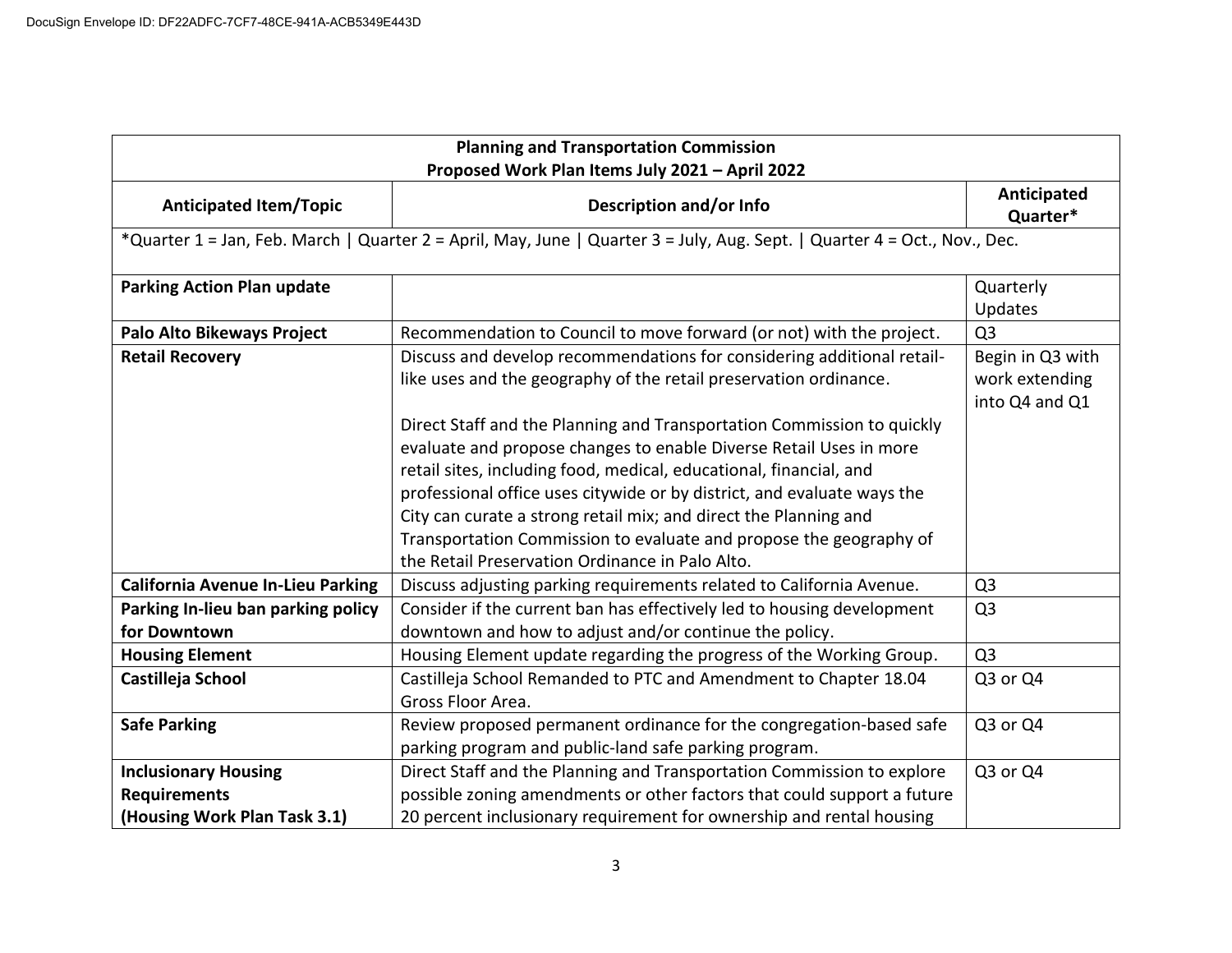DocuSign Envelope ID: DF22ADFC-7CF7-48CE-941A-ACB5349E443D

| **Planning and Transportation Commission**<br>**Proposed Work Plan Items July 2021 – April 2022** | | |
|---|---|---|
| **Anticipated Item/Topic** | **Description and/or Info** | **Anticipated Quarter*** |
| *Quarter 1 = Jan, Feb. March \| Quarter 2 = April, May, June \| Quarter 3 = July, Aug. Sept. \| Quarter 4 = Oct., Nov., Dec. | | |
| **Parking Action Plan update** | | Quarterly Updates |
| **Palo Alto Bikeways Project** | Recommendation to Council to move forward (or not) with the project. | Q3 |
| **Retail Recovery** | Discuss and develop recommendations for considering additional retail-like uses and the geography of the retail preservation ordinance.<br><br>Direct Staff and the Planning and Transportation Commission to quickly evaluate and propose changes to enable Diverse Retail Uses in more retail sites, including food, medical, educational, financial, and professional office uses citywide or by district, and evaluate ways the City can curate a strong retail mix; and direct the Planning and Transportation Commission to evaluate and propose the geography of the Retail Preservation Ordinance in Palo Alto. | Begin in Q3 with work extending into Q4 and Q1 |
| **California Avenue In-Lieu Parking** | Discuss adjusting parking requirements related to California Avenue. | Q3 |
| **Parking In-lieu ban parking policy for Downtown** | Consider if the current ban has effectively led to housing development downtown and how to adjust and/or continue the policy. | Q3 |
| **Housing Element** | Housing Element update regarding the progress of the Working Group. | Q3 |
| **Castilleja School** | Castilleja School Remanded to PTC and Amendment to Chapter 18.04 Gross Floor Area. | Q3 or Q4 |
| **Safe Parking** | Review proposed permanent ordinance for the congregation-based safe parking program and public-land safe parking program. | Q3 or Q4 |
| **Inclusionary Housing Requirements (Housing Work Plan Task 3.1)** | Direct Staff and the Planning and Transportation Commission to explore possible zoning amendments or other factors that could support a future 20 percent inclusionary requirement for ownership and rental housing | Q3 or Q4 |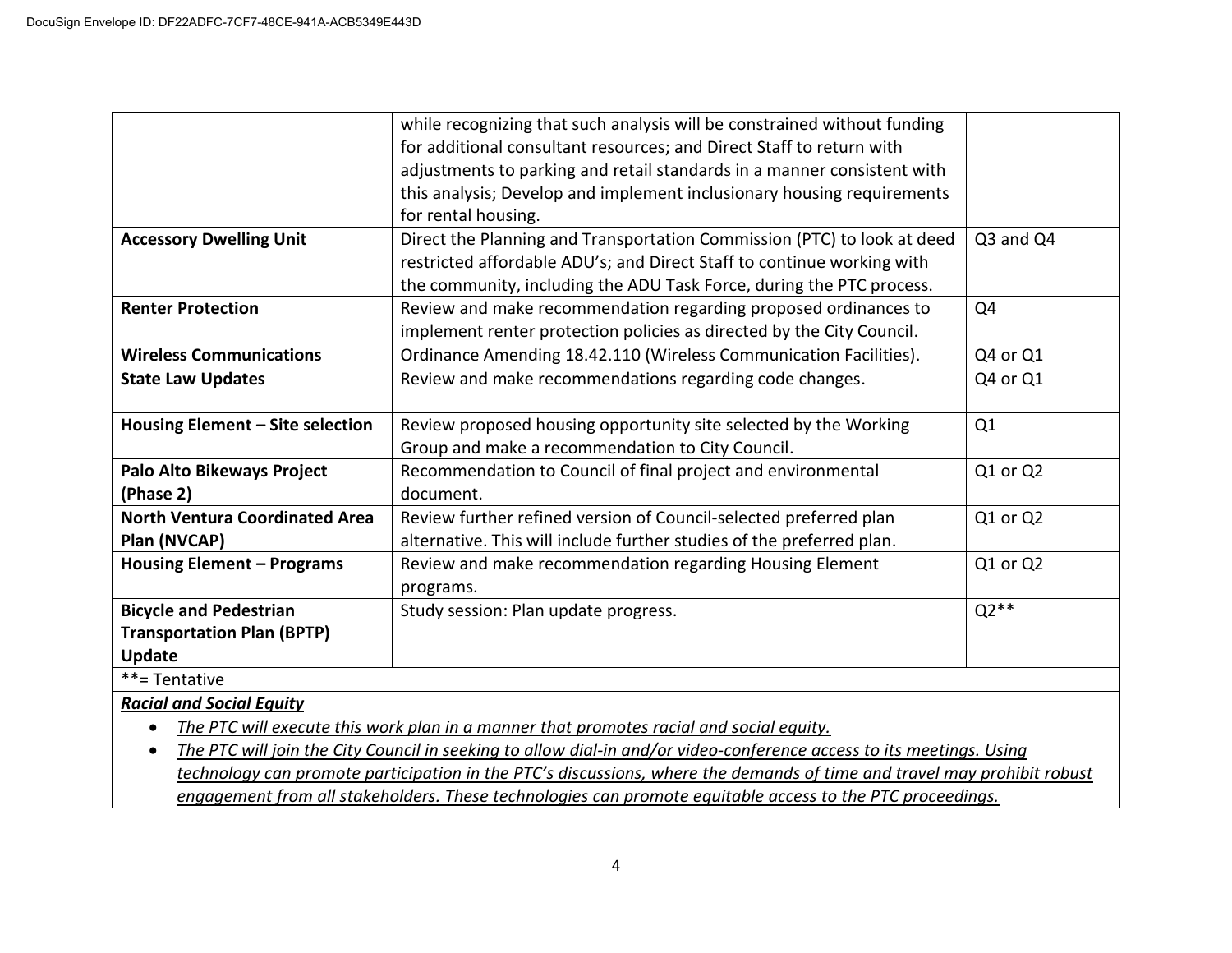| | | |
|---|---|---|
| | while recognizing that such analysis will be constrained without funding for additional consultant resources; and Direct Staff to return with adjustments to parking and retail standards in a manner consistent with this analysis; Develop and implement inclusionary housing requirements for rental housing. | |
| **Accessory Dwelling Unit** | Direct the Planning and Transportation Commission (PTC) to look at deed restricted affordable ADU's; and Direct Staff to continue working with the community, including the ADU Task Force, during the PTC process. | Q3 and Q4 |
| **Renter Protection** | Review and make recommendation regarding proposed ordinances to implement renter protection policies as directed by the City Council. | Q4 |
| **Wireless Communications** | Ordinance Amending 18.42.110 (Wireless Communication Facilities). | Q4 or Q1 |
| **State Law Updates** | Review and make recommendations regarding code changes. | Q4 or Q1 |
| **Housing Element – Site selection** | Review proposed housing opportunity site selected by the Working Group and make a recommendation to City Council. | Q1 |
| **Palo Alto Bikeways Project (Phase 2)** | Recommendation to Council of final project and environmental document. | Q1 or Q2 |
| **North Ventura Coordinated Area Plan (NVCAP)** | Review further refined version of Council-selected preferred plan alternative. This will include further studies of the preferred plan. | Q1 or Q2 |
| **Housing Element – Programs** | Review and make recommendation regarding Housing Element programs. | Q1 or Q2 |
| **Bicycle and Pedestrian Transportation Plan (BPTP) Update** | Study session: Plan update progress. | Q2** |

**= Tentative

***Racial and Social Equity***

- *The PTC will execute this work plan in a manner that promotes racial and social equity.*
- *The PTC will join the City Council in seeking to allow dial-in and/or video-conference access to its meetings. Using technology can promote participation in the PTC's discussions, where the demands of time and travel may prohibit robust engagement from all stakeholders. These technologies can promote equitable access to the PTC proceedings.*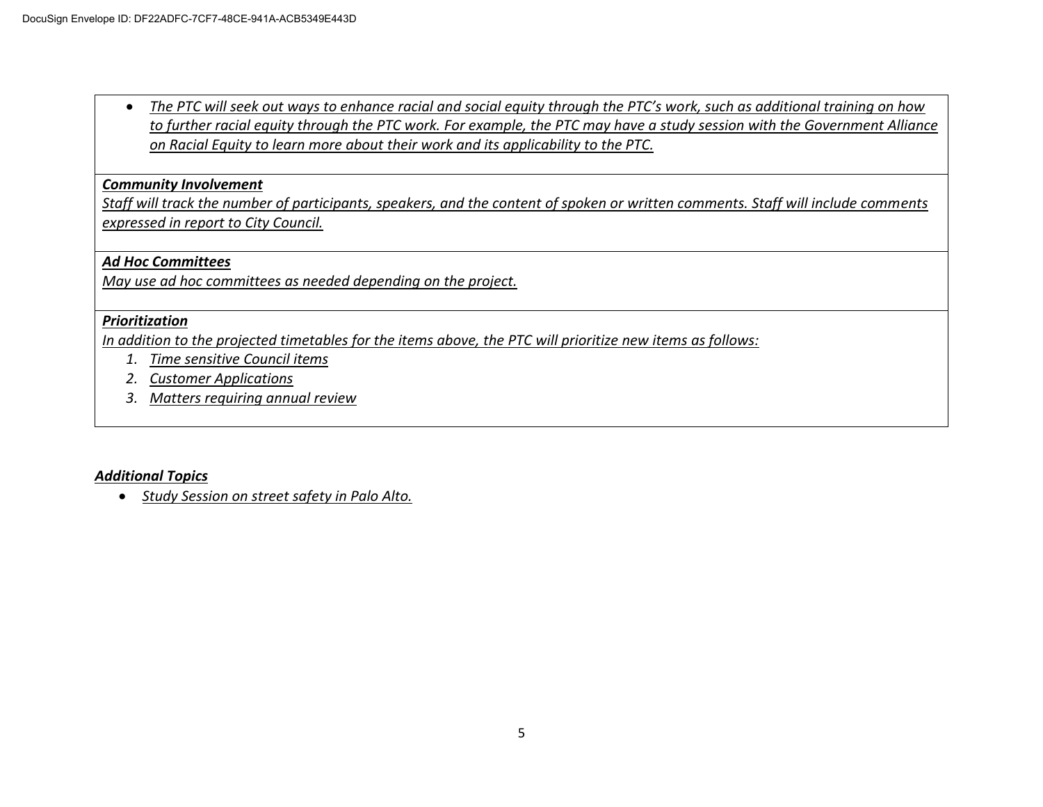- *The PTC will seek out ways to enhance racial and social equity through the PTC's work, such as additional training on how to further racial equity through the PTC work. For example, the PTC may have a study session with the Government Alliance on Racial Equity to learn more about their work and its applicability to the PTC.*

***Community Involvement***

*Staff will track the number of participants, speakers, and the content of spoken or written comments. Staff will include comments expressed in report to City Council.*

***Ad Hoc Committees***

*May use ad hoc committees as needed depending on the project.*

***Prioritization***

*In addition to the projected timetables for the items above, the PTC will prioritize new items as follows:*

1. *Time sensitive Council items*
2. *Customer Applications*
3. *Matters requiring annual review*

***Additional Topics***

- *Study Session on street safety in Palo Alto.*